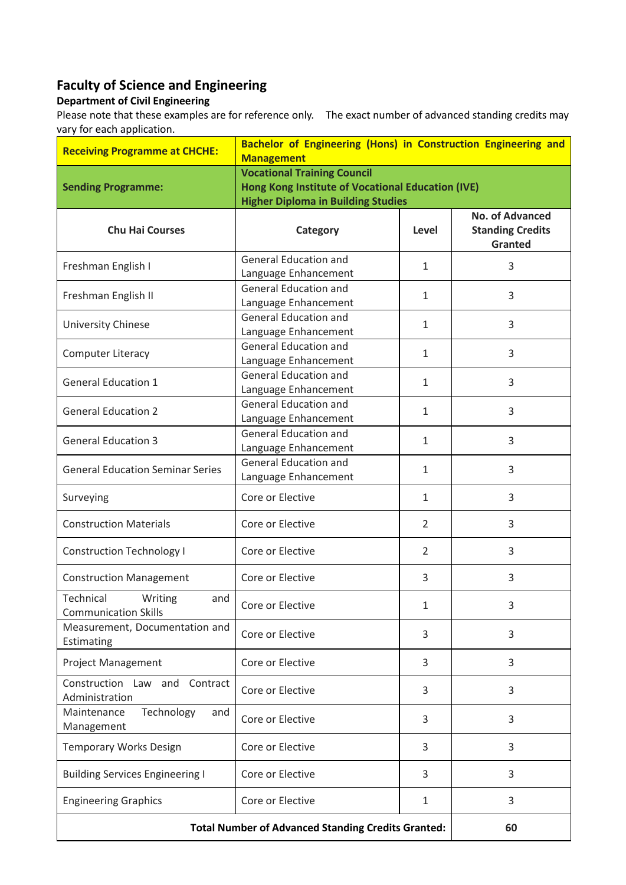## Faculty of Science and Engineering

### Department of Civil Engineering

Please note that these examples are for reference only. The exact number of advanced standing credits may vary for each application.

| **Receiving Programme at CHCHE:** | **Bachelor of Engineering (Hons) in Construction Engineering and Management** | | |
|---|---|---|---|
| **Sending Programme:** | **Vocational Training Council<br>Hong Kong Institute of Vocational Education (IVE)<br>Higher Diploma in Building Studies** | | |
| **Chu Hai Courses** | **Category** | **Level** | **No. of Advanced Standing Credits Granted** |
| Freshman English I | General Education and Language Enhancement | 1 | 3 |
| Freshman English II | General Education and Language Enhancement | 1 | 3 |
| University Chinese | General Education and Language Enhancement | 1 | 3 |
| Computer Literacy | General Education and Language Enhancement | 1 | 3 |
| General Education 1 | General Education and Language Enhancement | 1 | 3 |
| General Education 2 | General Education and Language Enhancement | 1 | 3 |
| General Education 3 | General Education and Language Enhancement | 1 | 3 |
| General Education Seminar Series | General Education and Language Enhancement | 1 | 3 |
| Surveying | Core or Elective | 1 | 3 |
| Construction Materials | Core or Elective | 2 | 3 |
| Construction Technology I | Core or Elective | 2 | 3 |
| Construction Management | Core or Elective | 3 | 3 |
| Technical Writing and Communication Skills | Core or Elective | 1 | 3 |
| Measurement, Documentation and Estimating | Core or Elective | 3 | 3 |
| Project Management | Core or Elective | 3 | 3 |
| Construction Law and Contract Administration | Core or Elective | 3 | 3 |
| Maintenance Technology and Management | Core or Elective | 3 | 3 |
| Temporary Works Design | Core or Elective | 3 | 3 |
| Building Services Engineering I | Core or Elective | 3 | 3 |
| Engineering Graphics | Core or Elective | 1 | 3 |
| **Total Number of Advanced Standing Credits Granted:** | | | **60** |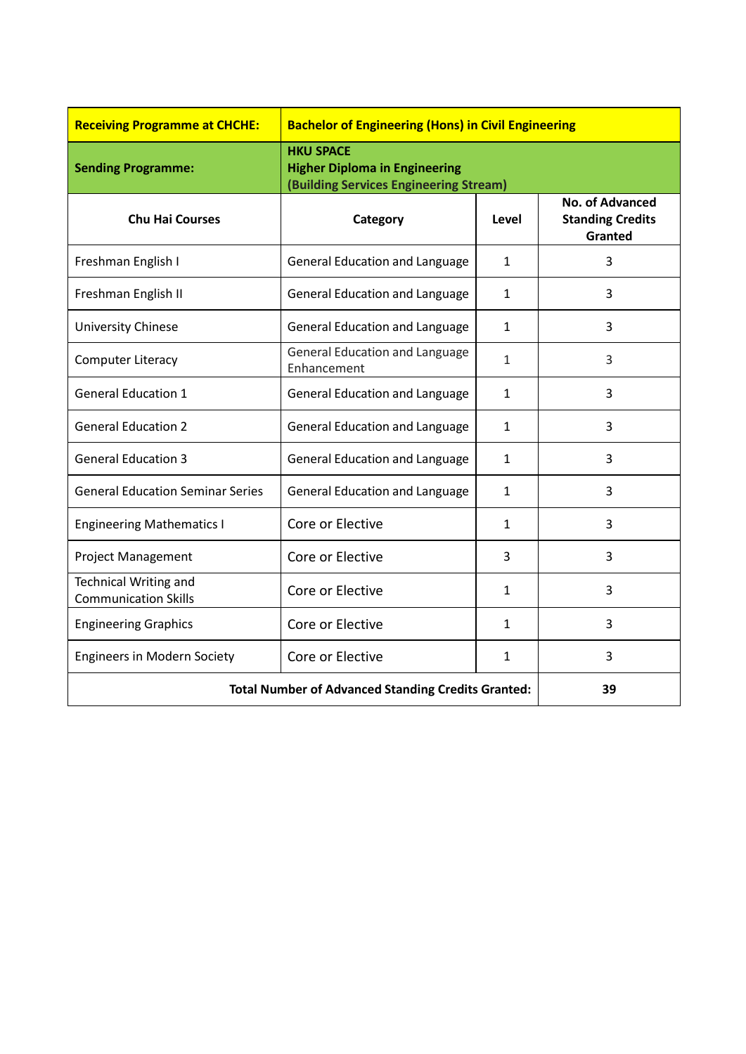| **Receiving Programme at CHCHE:** | **Bachelor of Engineering (Hons) in Civil Engineering** | | |
|---|---|---|---|
| **Sending Programme:** | **HKU SPACE**<br>**Higher Diploma in Engineering**<br>**(Building Services Engineering Stream)** | | |
| **Chu Hai Courses** | **Category** | **Level** | **No. of Advanced Standing Credits Granted** |
| Freshman English I | General Education and Language | 1 | 3 |
| Freshman English II | General Education and Language | 1 | 3 |
| University Chinese | General Education and Language | 1 | 3 |
| Computer Literacy | General Education and Language Enhancement | 1 | 3 |
| General Education 1 | General Education and Language | 1 | 3 |
| General Education 2 | General Education and Language | 1 | 3 |
| General Education 3 | General Education and Language | 1 | 3 |
| General Education Seminar Series | General Education and Language | 1 | 3 |
| Engineering Mathematics I | Core or Elective | 1 | 3 |
| Project Management | Core or Elective | 3 | 3 |
| Technical Writing and Communication Skills | Core or Elective | 1 | 3 |
| Engineering Graphics | Core or Elective | 1 | 3 |
| Engineers in Modern Society | Core or Elective | 1 | 3 |
| **Total Number of Advanced Standing Credits Granted:** | | | **39** |